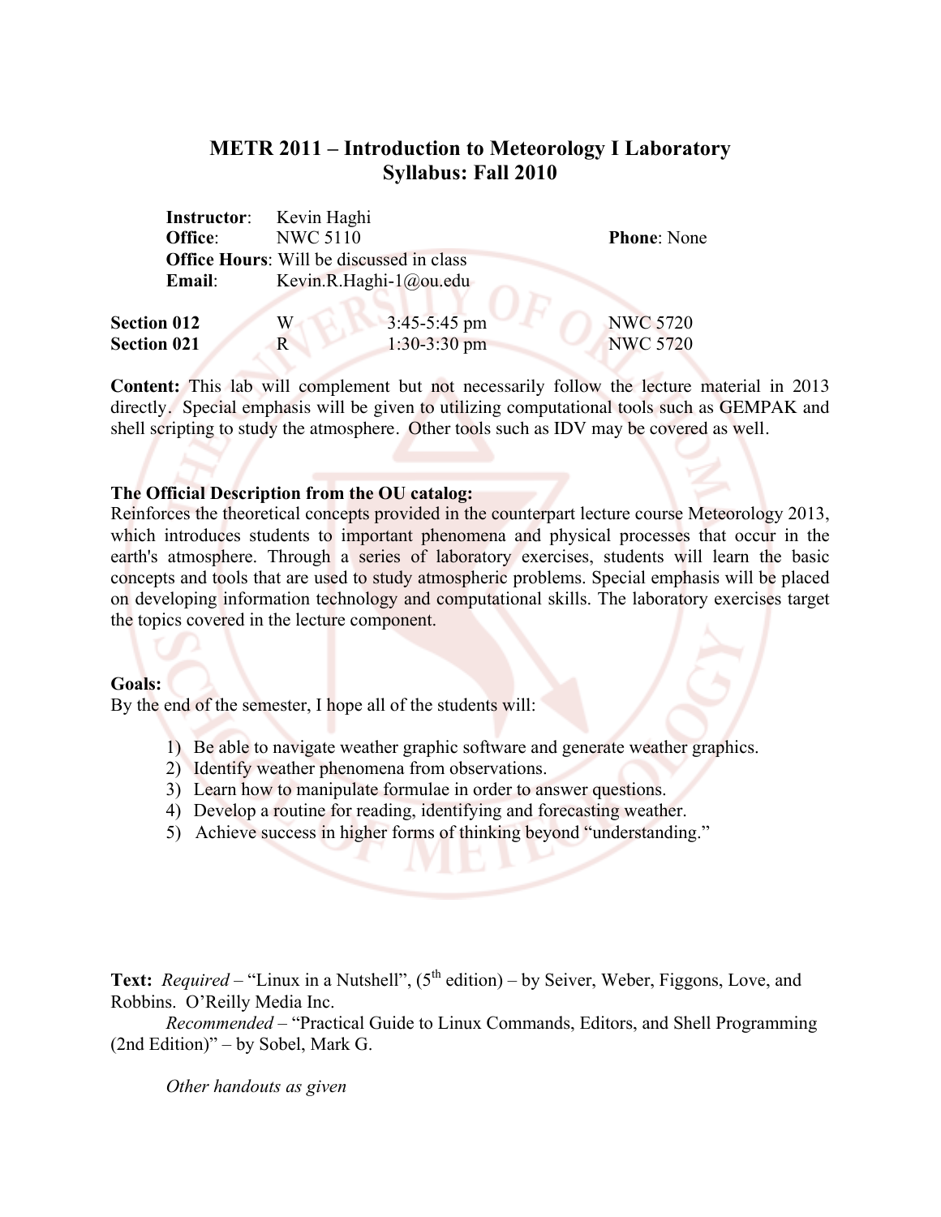# METR 2011 – Introduction to Meteorology I Laboratory
## Syllabus: Fall 2010

**Instructor**: Kevin Haghi
**Office**: NWC 5110 **Phone**: None
**Office Hours**: Will be discussed in class
**Email**: Kevin.R.Haghi-1@ou.edu

| | | | |
|---|---|---|---|
| **Section 012** | W | 3:45-5:45 pm | NWC 5720 |
| **Section 021** | R | 1:30-3:30 pm | NWC 5720 |

**Content:** This lab will complement but not necessarily follow the lecture material in 2013 directly. Special emphasis will be given to utilizing computational tools such as GEMPAK and shell scripting to study the atmosphere. Other tools such as IDV may be covered as well.

**The Official Description from the OU catalog:**
Reinforces the theoretical concepts provided in the counterpart lecture course Meteorology 2013, which introduces students to important phenomena and physical processes that occur in the earth's atmosphere. Through a series of laboratory exercises, students will learn the basic concepts and tools that are used to study atmospheric problems. Special emphasis will be placed on developing information technology and computational skills. The laboratory exercises target the topics covered in the lecture component.

**Goals:**
By the end of the semester, I hope all of the students will:

1) Be able to navigate weather graphic software and generate weather graphics.
2) Identify weather phenomena from observations.
3) Learn how to manipulate formulae in order to answer questions.
4) Develop a routine for reading, identifying and forecasting weather.
5) Achieve success in higher forms of thinking beyond "understanding."

**Text:** *Required* – "Linux in a Nutshell", (5th edition) – by Seiver, Weber, Figgons, Love, and Robbins. O'Reilly Media Inc.

*Recommended* – "Practical Guide to Linux Commands, Editors, and Shell Programming (2nd Edition)" – by Sobel, Mark G.

*Other handouts as given*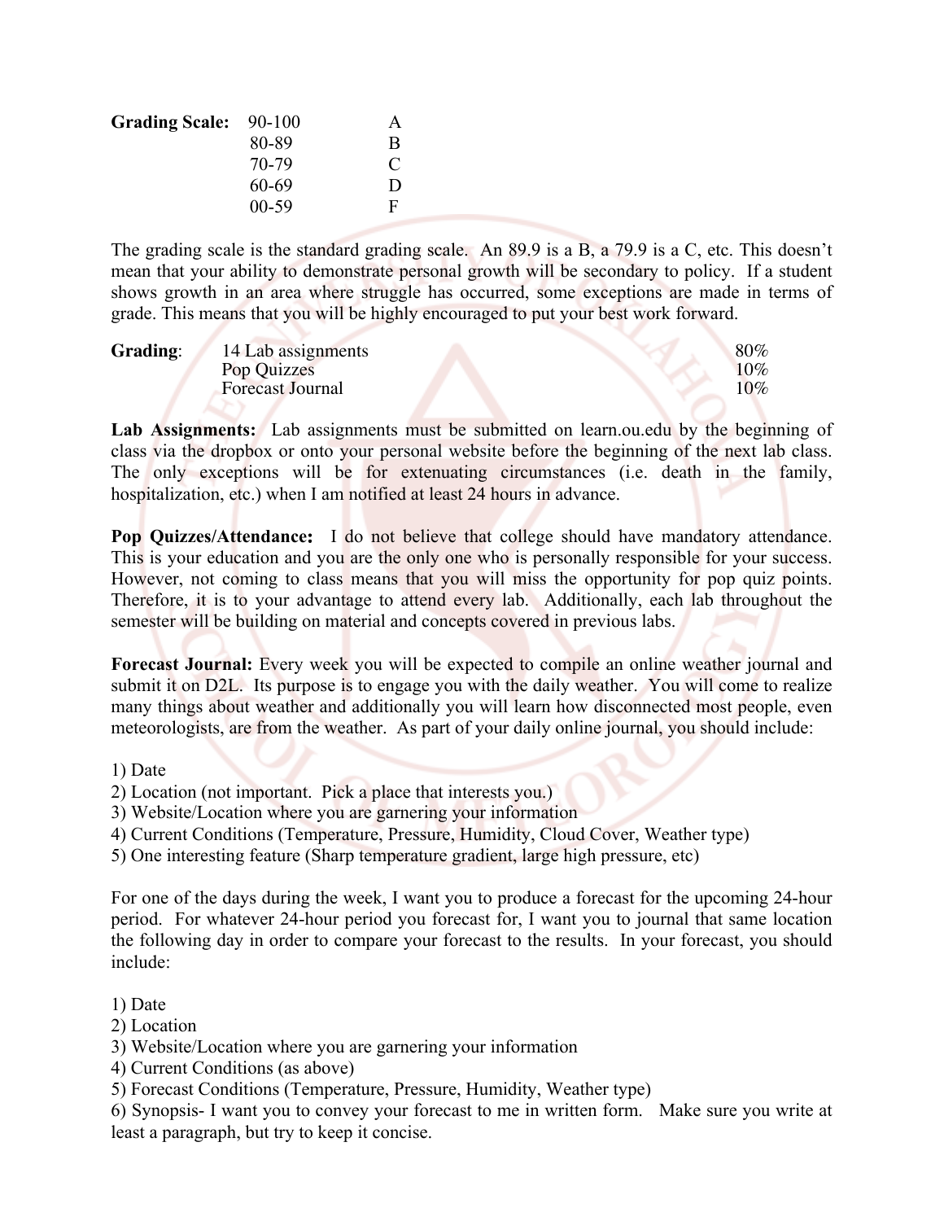**Grading Scale:**

| | |
|---|---|
| 90-100 | A |
| 80-89 | B |
| 70-79 | C |
| 60-69 | D |
| 00-59 | F |

The grading scale is the standard grading scale. An 89.9 is a B, a 79.9 is a C, etc. This doesn't mean that your ability to demonstrate personal growth will be secondary to policy. If a student shows growth in an area where struggle has occurred, some exceptions are made in terms of grade. This means that you will be highly encouraged to put your best work forward.

**Grading**:

| | |
|---|---|
| 14 Lab assignments | 80% |
| Pop Quizzes | 10% |
| Forecast Journal | 10% |

**Lab Assignments:** Lab assignments must be submitted on learn.ou.edu by the beginning of class via the dropbox or onto your personal website before the beginning of the next lab class. The only exceptions will be for extenuating circumstances (i.e. death in the family, hospitalization, etc.) when I am notified at least 24 hours in advance.

**Pop Quizzes/Attendance:** I do not believe that college should have mandatory attendance. This is your education and you are the only one who is personally responsible for your success. However, not coming to class means that you will miss the opportunity for pop quiz points. Therefore, it is to your advantage to attend every lab. Additionally, each lab throughout the semester will be building on material and concepts covered in previous labs.

**Forecast Journal:** Every week you will be expected to compile an online weather journal and submit it on D2L. Its purpose is to engage you with the daily weather. You will come to realize many things about weather and additionally you will learn how disconnected most people, even meteorologists, are from the weather. As part of your daily online journal, you should include:

1) Date
2) Location (not important. Pick a place that interests you.)
3) Website/Location where you are garnering your information
4) Current Conditions (Temperature, Pressure, Humidity, Cloud Cover, Weather type)
5) One interesting feature (Sharp temperature gradient, large high pressure, etc)

For one of the days during the week, I want you to produce a forecast for the upcoming 24-hour period. For whatever 24-hour period you forecast for, I want you to journal that same location the following day in order to compare your forecast to the results. In your forecast, you should include:

1) Date
2) Location
3) Website/Location where you are garnering your information
4) Current Conditions (as above)
5) Forecast Conditions (Temperature, Pressure, Humidity, Weather type)
6) Synopsis- I want you to convey your forecast to me in written form. Make sure you write at least a paragraph, but try to keep it concise.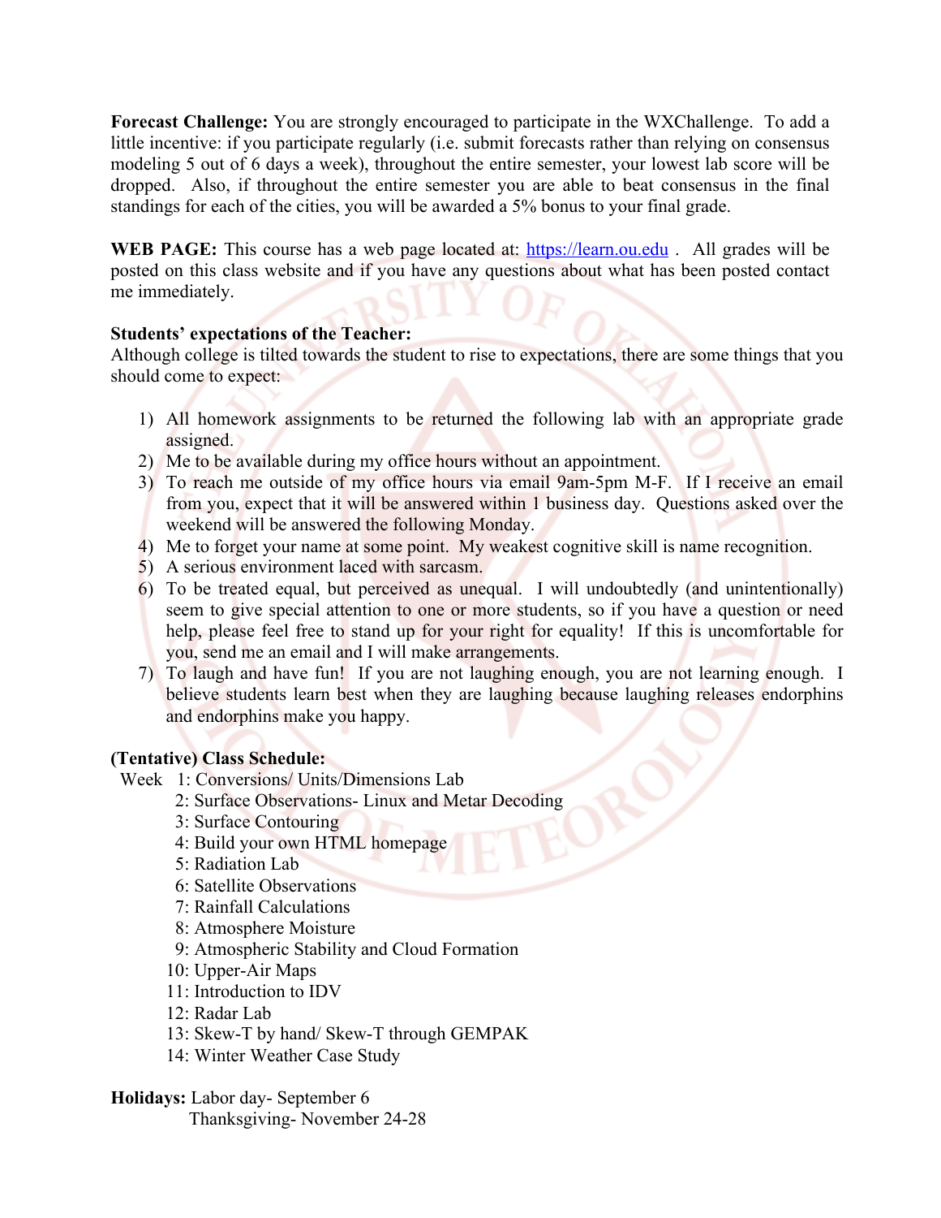**Forecast Challenge:** You are strongly encouraged to participate in the WXChallenge. To add a little incentive: if you participate regularly (i.e. submit forecasts rather than relying on consensus modeling 5 out of 6 days a week), throughout the entire semester, your lowest lab score will be dropped. Also, if throughout the entire semester you are able to beat consensus in the final standings for each of the cities, you will be awarded a 5% bonus to your final grade.

**WEB PAGE:** This course has a web page located at: [https://learn.ou.edu](https://learn.ou.edu) . All grades will be posted on this class website and if you have any questions about what has been posted contact me immediately.

**Students' expectations of the Teacher:**
Although college is tilted towards the student to rise to expectations, there are some things that you should come to expect:

1) All homework assignments to be returned the following lab with an appropriate grade assigned.
2) Me to be available during my office hours without an appointment.
3) To reach me outside of my office hours via email 9am-5pm M-F. If I receive an email from you, expect that it will be answered within 1 business day. Questions asked over the weekend will be answered the following Monday.
4) Me to forget your name at some point. My weakest cognitive skill is name recognition.
5) A serious environment laced with sarcasm.
6) To be treated equal, but perceived as unequal. I will undoubtedly (and unintentionally) seem to give special attention to one or more students, so if you have a question or need help, please feel free to stand up for your right for equality! If this is uncomfortable for you, send me an email and I will make arrangements.
7) To laugh and have fun! If you are not laughing enough, you are not learning enough. I believe students learn best when they are laughing because laughing releases endorphins and endorphins make you happy.

**(Tentative) Class Schedule:**

Week 1: Conversions/ Units/Dimensions Lab
2: Surface Observations- Linux and Metar Decoding
3: Surface Contouring
4: Build your own HTML homepage
5: Radiation Lab
6: Satellite Observations
7: Rainfall Calculations
8: Atmosphere Moisture
9: Atmospheric Stability and Cloud Formation
10: Upper-Air Maps
11: Introduction to IDV
12: Radar Lab
13: Skew-T by hand/ Skew-T through GEMPAK
14: Winter Weather Case Study

**Holidays:** Labor day- September 6
Thanksgiving- November 24-28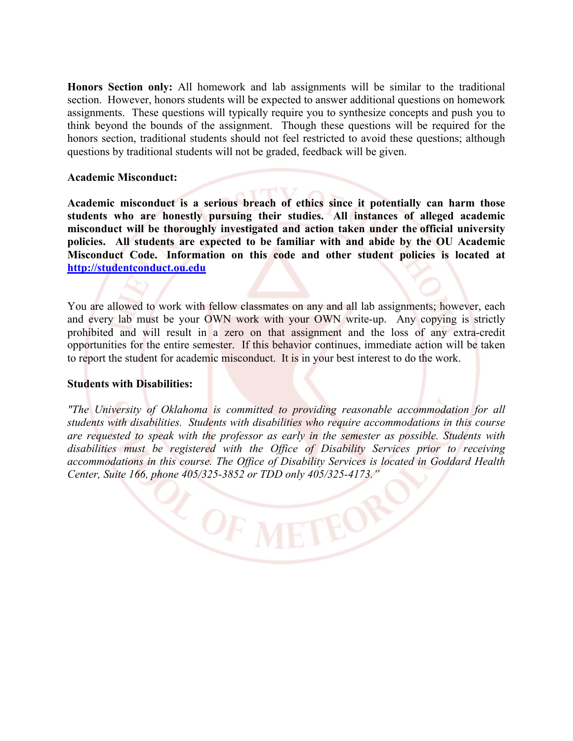**Honors Section only:** All homework and lab assignments will be similar to the traditional section. However, honors students will be expected to answer additional questions on homework assignments. These questions will typically require you to synthesize concepts and push you to think beyond the bounds of the assignment. Though these questions will be required for the honors section, traditional students should not feel restricted to avoid these questions; although questions by traditional students will not be graded, feedback will be given.

**Academic Misconduct:**

**Academic misconduct is a serious breach of ethics since it potentially can harm those students who are honestly pursuing their studies. All instances of alleged academic misconduct will be thoroughly investigated and action taken under the official university policies. All students are expected to be familiar with and abide by the OU Academic Misconduct Code. Information on this code and other student policies is located at [http://studentconduct.ou.edu](http://studentconduct.ou.edu)**

You are allowed to work with fellow classmates on any and all lab assignments; however, each and every lab must be your OWN work with your OWN write-up. Any copying is strictly prohibited and will result in a zero on that assignment and the loss of any extra-credit opportunities for the entire semester. If this behavior continues, immediate action will be taken to report the student for academic misconduct. It is in your best interest to do the work.

**Students with Disabilities:**

*"The University of Oklahoma is committed to providing reasonable accommodation for all students with disabilities. Students with disabilities who require accommodations in this course are requested to speak with the professor as early in the semester as possible. Students with disabilities must be registered with the Office of Disability Services prior to receiving accommodations in this course. The Office of Disability Services is located in Goddard Health Center, Suite 166, phone 405/325-3852 or TDD only 405/325-4173."*